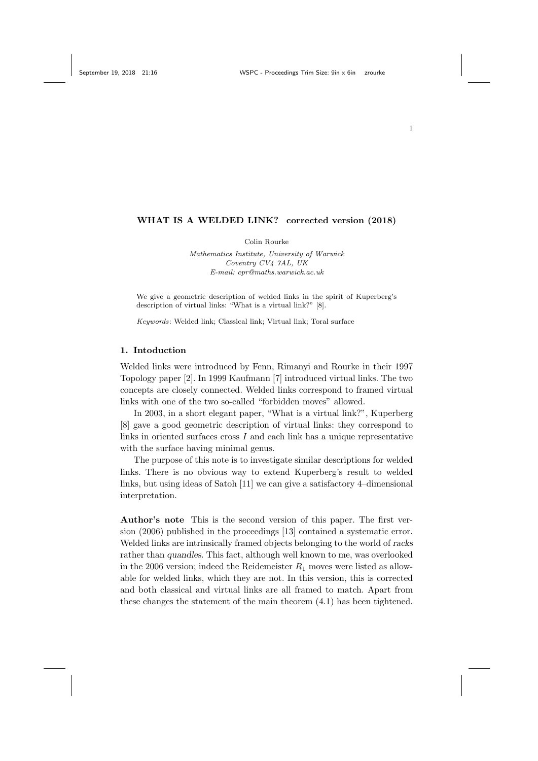# WHAT IS A WELDED LINK? corrected version (2018)

Colin Rourke

*Mathematics Institute, University of Warwick*
*Coventry CV4 7AL, UK*
*E-mail: cpr@maths.warwick.ac.uk*

We give a geometric description of welded links in the spirit of Kuperberg's description of virtual links: "What is a virtual link?" [8].

*Keywords*: Welded link; Classical link; Virtual link; Toral surface

## 1. Intoduction

Welded links were introduced by Fenn, Rimanyi and Rourke in their 1997 Topology paper [2]. In 1999 Kaufmann [7] introduced virtual links. The two concepts are closely connected. Welded links correspond to framed virtual links with one of the two so-called "forbidden moves" allowed.

In 2003, in a short elegant paper, "What is a virtual link?", Kuperberg [8] gave a good geometric description of virtual links: they correspond to links in oriented surfaces cross $I$ and each link has a unique representative with the surface having minimal genus.

The purpose of this note is to investigate similar descriptions for welded links. There is no obvious way to extend Kuperberg's result to welded links, but using ideas of Satoh [11] we can give a satisfactory 4–dimensional interpretation.

**Author's note** This is the second version of this paper. The first version (2006) published in the proceedings [13] contained a systematic error. Welded links are intrinsically framed objects belonging to the world of *racks* rather than *quandles*. This fact, although well known to me, was overlooked in the 2006 version; indeed the Reidemeister $R_1$ moves were listed as allowable for welded links, which they are not. In this version, this is corrected and both classical and virtual links are all framed to match. Apart from these changes the statement of the main theorem (4.1) has been tightened.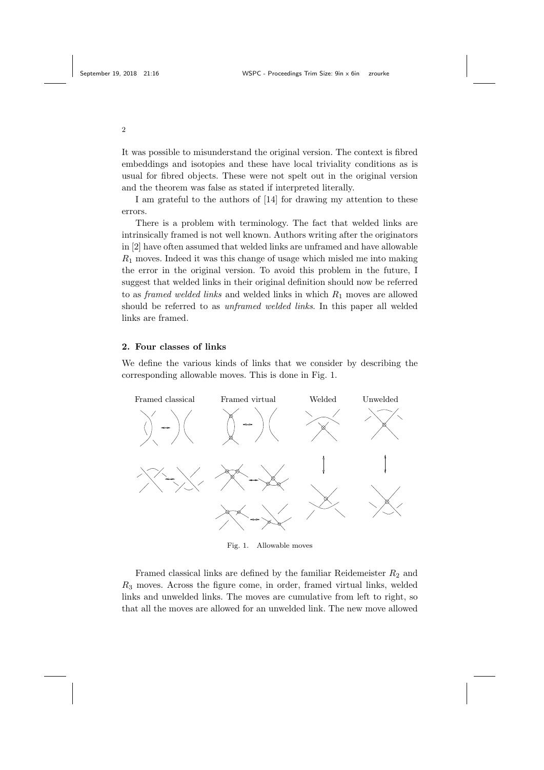It was possible to misunderstand the original version. The context is fibred embeddings and isotopies and these have local triviality conditions as is usual for fibred objects. These were not spelt out in the original version and the theorem was false as stated if interpreted literally.

I am grateful to the authors of [14] for drawing my attention to these errors.

There is a problem with terminology. The fact that welded links are intrinsically framed is not well known. Authors writing after the originators in [2] have often assumed that welded links are unframed and have allowable $R_1$ moves. Indeed it was this change of usage which misled me into making the error in the original version. To avoid this problem in the future, I suggest that welded links in their original definition should now be referred to as *framed welded links* and welded links in which $R_1$ moves are allowed should be referred to as *unframed welded links*. In this paper all welded links are framed.

## 2. Four classes of links

We define the various kinds of links that we consider by describing the corresponding allowable moves. This is done in Fig. 1.

Framed classical — Framed virtual — Welded — Unwelded

Fig. 1. Allowable moves

Framed classical links are defined by the familiar Reidemeister $R_2$ and $R_3$ moves. Across the figure come, in order, framed virtual links, welded links and unwelded links. The moves are cumulative from left to right, so that all the moves are allowed for an unwelded link. The new move allowed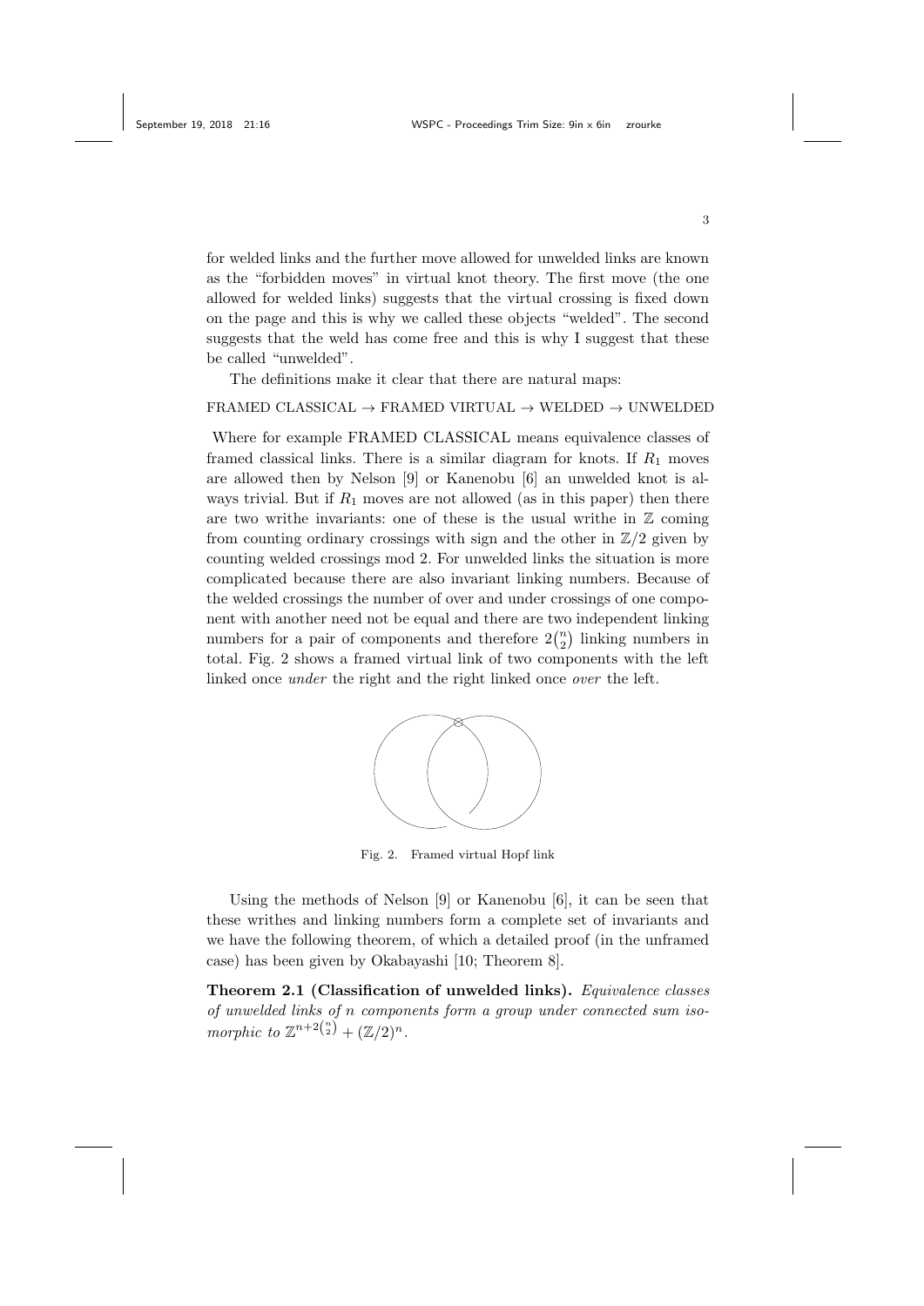for welded links and the further move allowed for unwelded links are known as the "forbidden moves" in virtual knot theory. The first move (the one allowed for welded links) suggests that the virtual crossing is fixed down on the page and this is why we called these objects "welded". The second suggests that the weld has come free and this is why I suggest that these be called "unwelded".

The definitions make it clear that there are natural maps:

FRAMED CLASSICAL → FRAMED VIRTUAL → WELDED → UNWELDED

Where for example FRAMED CLASSICAL means equivalence classes of framed classical links. There is a similar diagram for knots. If $R_1$ moves are allowed then by Nelson [9] or Kanenobu [6] an unwelded knot is always trivial. But if $R_1$ moves are not allowed (as in this paper) then there are two writhe invariants: one of these is the usual writhe in $\mathbb{Z}$ coming from counting ordinary crossings with sign and the other in $\mathbb{Z}/2$ given by counting welded crossings mod 2. For unwelded links the situation is more complicated because there are also invariant linking numbers. Because of the welded crossings the number of over and under crossings of one component with another need not be equal and there are two independent linking numbers for a pair of components and therefore $2\binom{n}{2}$ linking numbers in total. Fig. 2 shows a framed virtual link of two components with the left linked once *under* the right and the right linked once *over* the left.

Fig. 2. Framed virtual Hopf link

Using the methods of Nelson [9] or Kanenobu [6], it can be seen that these writhes and linking numbers form a complete set of invariants and we have the following theorem, of which a detailed proof (in the unframed case) has been given by Okabayashi [10; Theorem 8].

**Theorem 2.1 (Classification of unwelded links).** *Equivalence classes of unwelded links of n components form a group under connected sum isomorphic to* $\mathbb{Z}^{n+2\binom{n}{2}} + (\mathbb{Z}/2)^n$.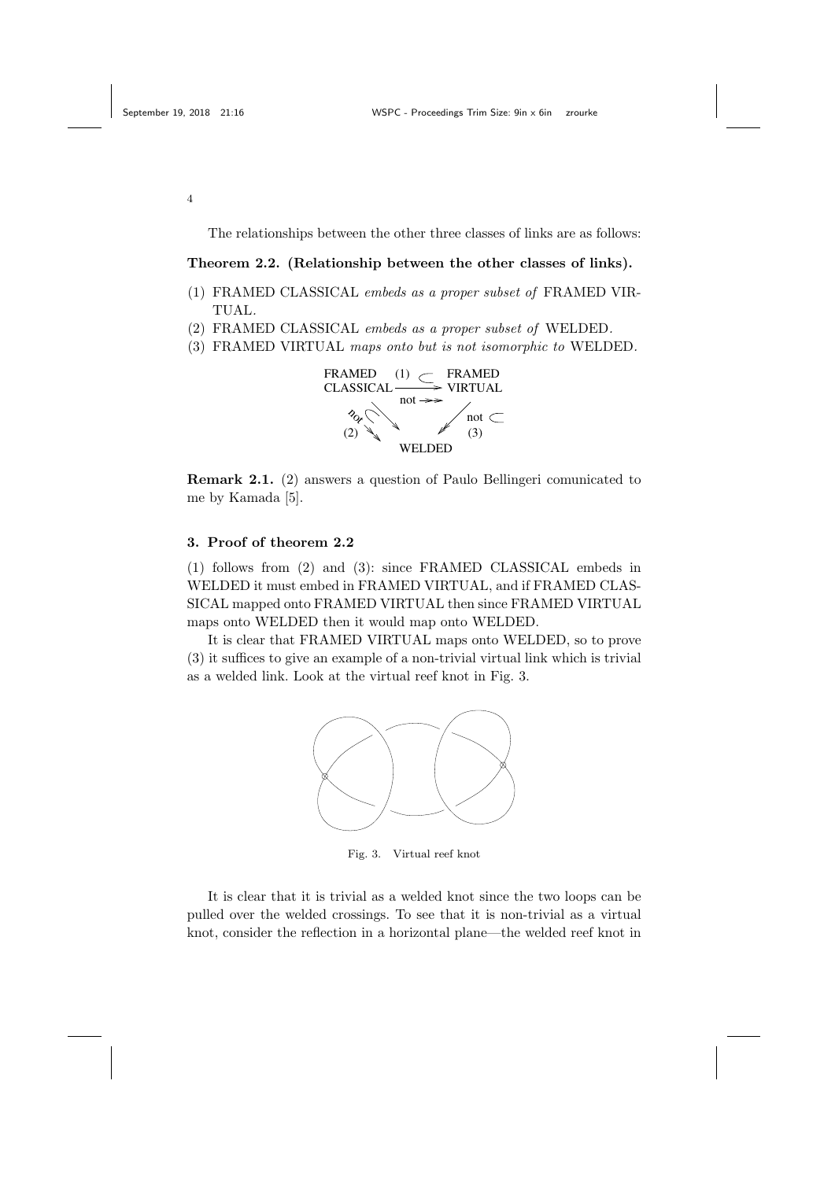The relationships between the other three classes of links are as follows:

**Theorem 2.2. (Relationship between the other classes of links).**

(1) FRAMED CLASSICAL *embeds as a proper subset of* FRAMED VIRTUAL.
(2) FRAMED CLASSICAL *embeds as a proper subset of* WELDED.
(3) FRAMED VIRTUAL *maps onto but is not isomorphic to* WELDED.

**Remark 2.1.** (2) answers a question of Paulo Bellingeri comunicated to me by Kamada [5].

## 3. Proof of theorem 2.2

(1) follows from (2) and (3): since FRAMED CLASSICAL embeds in WELDED it must embed in FRAMED VIRTUAL, and if FRAMED CLASSICAL mapped onto FRAMED VIRTUAL then since FRAMED VIRTUAL maps onto WELDED then it would map onto WELDED.

It is clear that FRAMED VIRTUAL maps onto WELDED, so to prove (3) it suffices to give an example of a non-trivial virtual link which is trivial as a welded link. Look at the virtual reef knot in Fig. 3.

Fig. 3. Virtual reef knot

It is clear that it is trivial as a welded knot since the two loops can be pulled over the welded crossings. To see that it is non-trivial as a virtual knot, consider the reflection in a horizontal plane—the welded reef knot in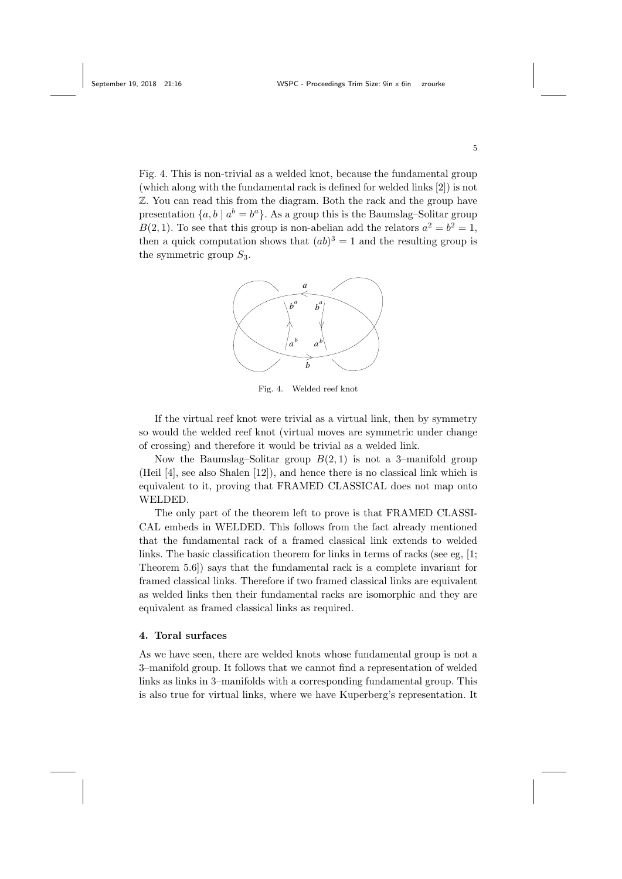Fig. 4. This is non-trivial as a welded knot, because the fundamental group (which along with the fundamental rack is defined for welded links [2]) is not $\mathbb{Z}$. You can read this from the diagram. Both the rack and the group have presentation $\{a, b \mid a^b = b^a\}$. As a group this is the Baumslag–Solitar group $B(2,1)$. To see that this group is non-abelian add the relators $a^2 = b^2 = 1$, then a quick computation shows that $(ab)^3 = 1$ and the resulting group is the symmetric group $S_3$.

Fig. 4. Welded reef knot

If the virtual reef knot were trivial as a virtual link, then by symmetry so would the welded reef knot (virtual moves are symmetric under change of crossing) and therefore it would be trivial as a welded link.

Now the Baumslag–Solitar group $B(2,1)$ is not a 3–manifold group (Heil [4], see also Shalen [12]), and hence there is no classical link which is equivalent to it, proving that FRAMED CLASSICAL does not map onto WELDED.

The only part of the theorem left to prove is that FRAMED CLASSICAL embeds in WELDED. This follows from the fact already mentioned that the fundamental rack of a framed classical link extends to welded links. The basic classification theorem for links in terms of racks (see eg, [1; Theorem 5.6]) says that the fundamental rack is a complete invariant for framed classical links. Therefore if two framed classical links are equivalent as welded links then their fundamental racks are isomorphic and they are equivalent as framed classical links as required.

## 4. Toral surfaces

As we have seen, there are welded knots whose fundamental group is not a 3–manifold group. It follows that we cannot find a representation of welded links as links in 3–manifolds with a corresponding fundamental group. This is also true for virtual links, where we have Kuperberg's representation. It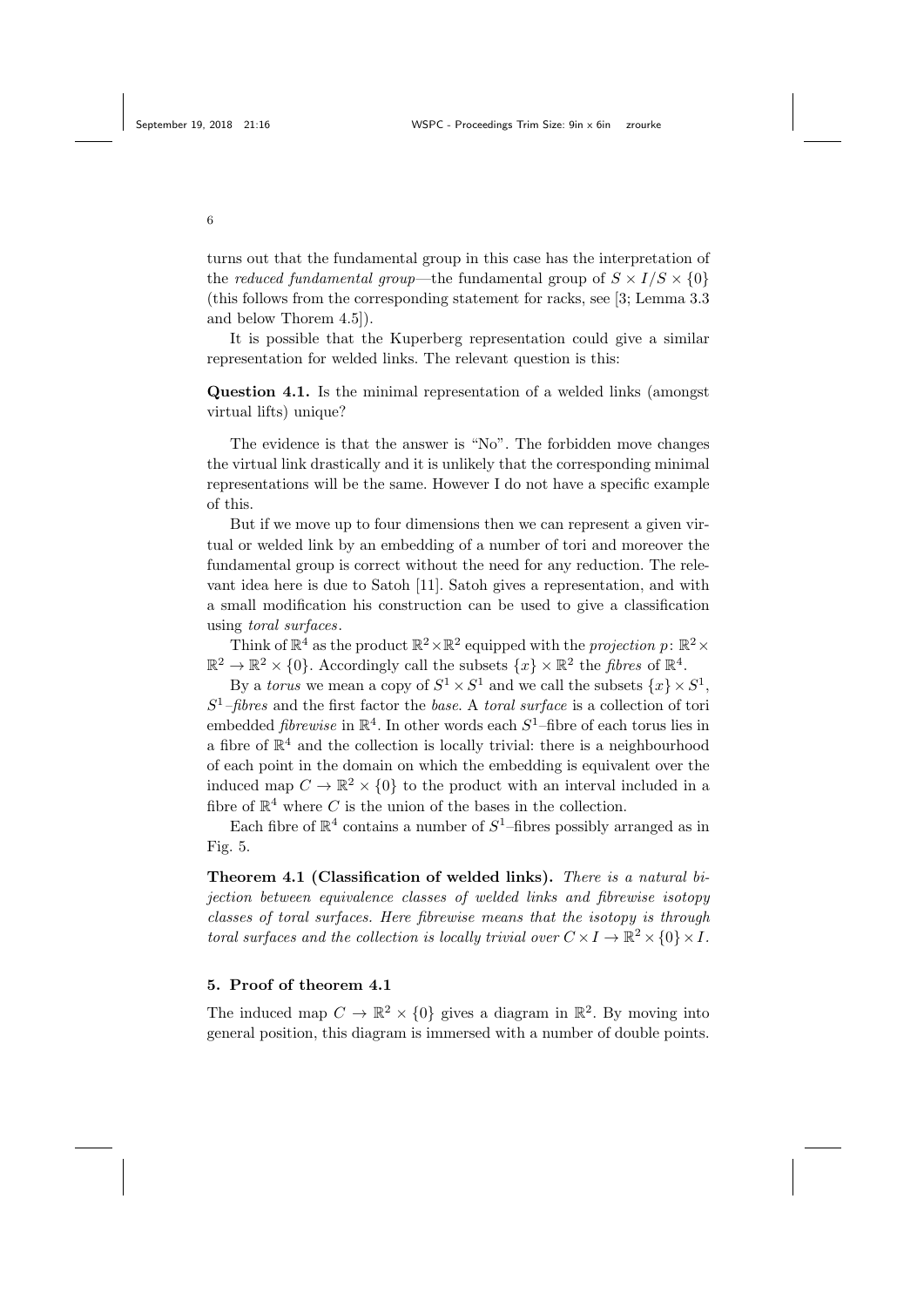turns out that the fundamental group in this case has the interpretation of the *reduced fundamental group*—the fundamental group of $S \times I/S \times \{0\}$ (this follows from the corresponding statement for racks, see [3; Lemma 3.3 and below Thorem 4.5]).

It is possible that the Kuperberg representation could give a similar representation for welded links. The relevant question is this:

**Question 4.1.** Is the minimal representation of a welded links (amongst virtual lifts) unique?

The evidence is that the answer is "No". The forbidden move changes the virtual link drastically and it is unlikely that the corresponding minimal representations will be the same. However I do not have a specific example of this.

But if we move up to four dimensions then we can represent a given virtual or welded link by an embedding of a number of tori and moreover the fundamental group is correct without the need for any reduction. The relevant idea here is due to Satoh [11]. Satoh gives a representation, and with a small modification his construction can be used to give a classification using *toral surfaces*.

Think of $\mathbb{R}^4$ as the product $\mathbb{R}^2 \times \mathbb{R}^2$ equipped with the *projection* $p\colon \mathbb{R}^2 \times \mathbb{R}^2 \to \mathbb{R}^2 \times \{0\}$. Accordingly call the subsets $\{x\} \times \mathbb{R}^2$ the *fibres* of $\mathbb{R}^4$.

By a *torus* we mean a copy of $S^1 \times S^1$ and we call the subsets $\{x\} \times S^1$, $S^1$*–fibres* and the first factor the *base*. A *toral surface* is a collection of tori embedded *fibrewise* in $\mathbb{R}^4$. In other words each $S^1$–fibre of each torus lies in a fibre of $\mathbb{R}^4$ and the collection is locally trivial: there is a neighbourhood of each point in the domain on which the embedding is equivalent over the induced map $C \to \mathbb{R}^2 \times \{0\}$ to the product with an interval included in a fibre of $\mathbb{R}^4$ where $C$ is the union of the bases in the collection.

Each fibre of $\mathbb{R}^4$ contains a number of $S^1$–fibres possibly arranged as in Fig. 5.

**Theorem 4.1 (Classification of welded links).** *There is a natural bijection between equivalence classes of welded links and fibrewise isotopy classes of toral surfaces. Here fibrewise means that the isotopy is through toral surfaces and the collection is locally trivial over $C \times I \to \mathbb{R}^2 \times \{0\} \times I$.*

## 5. Proof of theorem 4.1

The induced map $C \to \mathbb{R}^2 \times \{0\}$ gives a diagram in $\mathbb{R}^2$. By moving into general position, this diagram is immersed with a number of double points.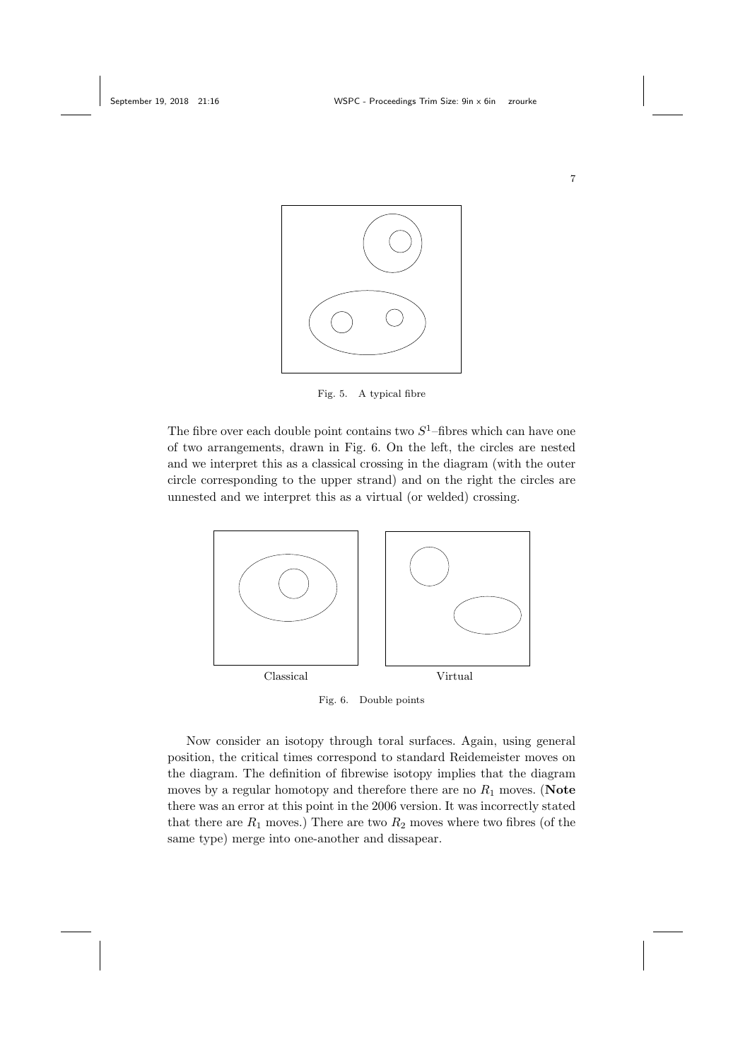Fig. 5. A typical fibre

The fibre over each double point contains two $S^1$–fibres which can have one of two arrangements, drawn in Fig. 6. On the left, the circles are nested and we interpret this as a classical crossing in the diagram (with the outer circle corresponding to the upper strand) and on the right the circles are unnested and we interpret this as a virtual (or welded) crossing.

Classical Virtual

Fig. 6. Double points

Now consider an isotopy through toral surfaces. Again, using general position, the critical times correspond to standard Reidemeister moves on the diagram. The definition of fibrewise isotopy implies that the diagram moves by a regular homotopy and therefore there are no $R_1$ moves. (**Note** there was an error at this point in the 2006 version. It was incorrectly stated that there are $R_1$ moves.) There are two $R_2$ moves where two fibres (of the same type) merge into one-another and dissapear.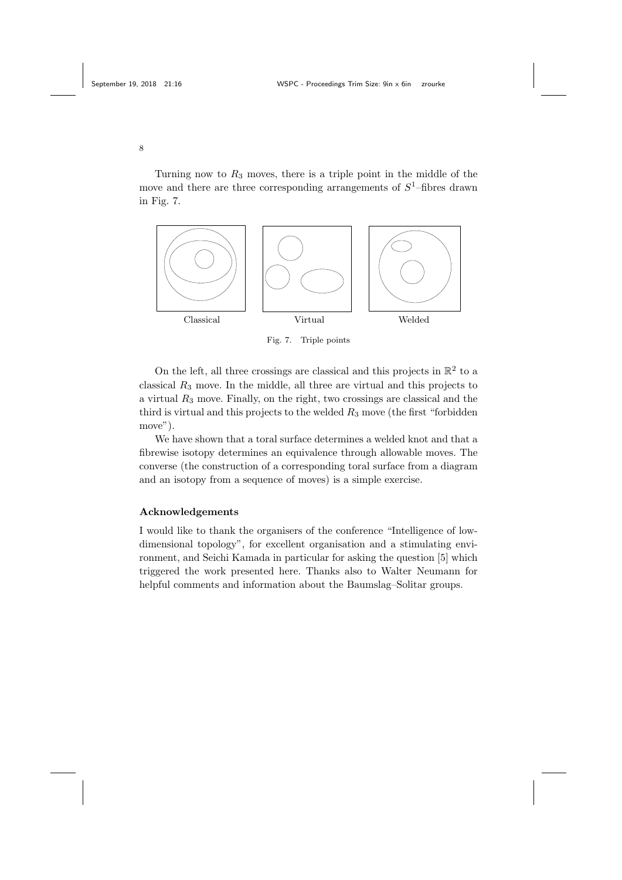Turning now to $R_3$ moves, there is a triple point in the middle of the move and there are three corresponding arrangements of $S^1$–fibres drawn in Fig. 7.

Classical Virtual Welded

Fig. 7. Triple points

On the left, all three crossings are classical and this projects in $\mathbb{R}^2$ to a classical $R_3$ move. In the middle, all three are virtual and this projects to a virtual $R_3$ move. Finally, on the right, two crossings are classical and the third is virtual and this projects to the welded $R_3$ move (the first "forbidden move").

We have shown that a toral surface determines a welded knot and that a fibrewise isotopy determines an equivalence through allowable moves. The converse (the construction of a corresponding toral surface from a diagram and an isotopy from a sequence of moves) is a simple exercise.

### Acknowledgements

I would like to thank the organisers of the conference "Intelligence of low-dimensional topology", for excellent organisation and a stimulating environment, and Seichi Kamada in particular for asking the question [5] which triggered the work presented here. Thanks also to Walter Neumann for helpful comments and information about the Baumslag–Solitar groups.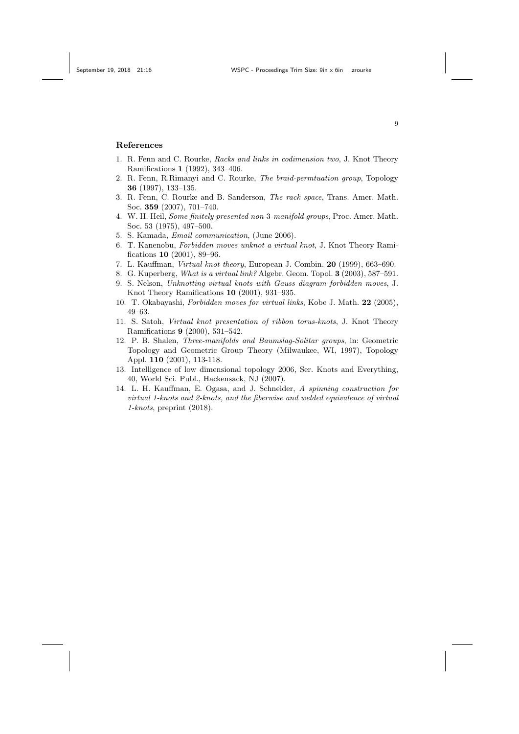## References

1. R. Fenn and C. Rourke, *Racks and links in codimension two*, J. Knot Theory Ramifications **1** (1992), 343–406.
2. R. Fenn, R.Rimanyi and C. Rourke, *The braid-permtuation group*, Topology **36** (1997), 133–135.
3. R. Fenn, C. Rourke and B. Sanderson, *The rack space*, Trans. Amer. Math. Soc. **359** (2007), 701–740.
4. W. H. Heil, *Some finitely presented non-3-manifold groups*, Proc. Amer. Math. Soc. 53 (1975), 497–500.
5. S. Kamada, *Email communication*, (June 2006).
6. T. Kanenobu, *Forbidden moves unknot a virtual knot*, J. Knot Theory Ramifications **10** (2001), 89–96.
7. L. Kauffman, *Virtual knot theory*, European J. Combin. **20** (1999), 663–690.
8. G. Kuperberg, *What is a virtual link?* Algebr. Geom. Topol. **3** (2003), 587–591.
9. S. Nelson, *Unknotting virtual knots with Gauss diagram forbidden moves*, J. Knot Theory Ramifications **10** (2001), 931–935.
10. T. Okabayashi, *Forbidden moves for virtual links*, Kobe J. Math. **22** (2005), 49–63.
11. S. Satoh, *Virtual knot presentation of ribbon torus-knots*, J. Knot Theory Ramifications **9** (2000), 531–542.
12. P. B. Shalen, *Three-manifolds and Baumslag-Solitar groups*, in: Geometric Topology and Geometric Group Theory (Milwaukee, WI, 1997), Topology Appl. **110** (2001), 113-118.
13. Intelligence of low dimensional topology 2006, Ser. Knots and Everything, 40, World Sci. Publ., Hackensack, NJ (2007).
14. L. H. Kauffman, E. Ogasa, and J. Schneider, *A spinning construction for virtual 1-knots and 2-knots, and the fiberwise and welded equivalence of virtual 1-knots*, preprint (2018).